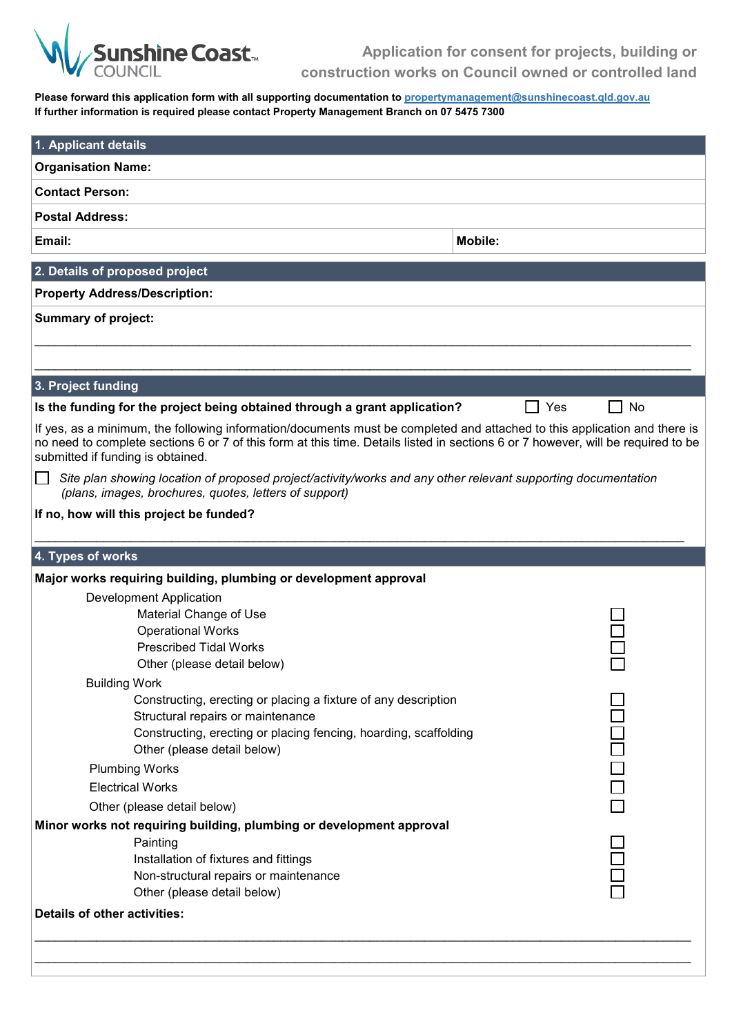Sunshine Coast COUNCIL

# Application for consent for projects, building or construction works on Council owned or controlled land

**Please forward this application form with all supporting documentation to propertymanagement@sunshinecoast.qld.gov.au**
**If further information is required please contact Property Management Branch on 07 5475 7300**

## 1. Applicant details

**Organisation Name:**

**Contact Person:**

**Postal Address:**

**Email:** | **Mobile:**

## 2. Details of proposed project

**Property Address/Description:**

**Summary of project:**

\_\_\_\_\_\_\_\_\_\_\_\_\_\_\_\_\_\_\_\_\_\_\_\_\_\_\_\_\_\_\_\_\_\_\_\_\_\_\_\_\_\_\_\_\_\_\_\_\_\_\_\_\_\_\_\_\_\_\_\_\_\_\_\_\_\_\_\_\_\_\_\_\_\_\_\_

\_\_\_\_\_\_\_\_\_\_\_\_\_\_\_\_\_\_\_\_\_\_\_\_\_\_\_\_\_\_\_\_\_\_\_\_\_\_\_\_\_\_\_\_\_\_\_\_\_\_\_\_\_\_\_\_\_\_\_\_\_\_\_\_\_\_\_\_\_\_\_\_\_\_\_\_

## 3. Project funding

**Is the funding for the project being obtained through a grant application?** ☐ Yes ☐ No

If yes, as a minimum, the following information/documents must be completed and attached to this application and there is no need to complete sections 6 or 7 of this form at this time. Details listed in sections 6 or 7 however, will be required to be submitted if funding is obtained.

☐ *Site plan showing location of proposed project/activity/works and any other relevant supporting documentation (plans, images, brochures, quotes, letters of support)*

**If no, how will this project be funded?**

\_\_\_\_\_\_\_\_\_\_\_\_\_\_\_\_\_\_\_\_\_\_\_\_\_\_\_\_\_\_\_\_\_\_\_\_\_\_\_\_\_\_\_\_\_\_\_\_\_\_\_\_\_\_\_\_\_\_\_\_\_\_\_\_\_\_\_\_\_\_\_\_\_\_\_\_

## 4. Types of works

**Major works requiring building, plumbing or development approval**

- Development Application
  - Material Change of Use ☐
  - Operational Works ☐
  - Prescribed Tidal Works ☐
  - Other (please detail below) ☐
- Building Work
  - Constructing, erecting or placing a fixture of any description ☐
  - Structural repairs or maintenance ☐
  - Constructing, erecting or placing fencing, hoarding, scaffolding ☐
  - Other (please detail below) ☐
- Plumbing Works ☐
- Electrical Works ☐
- Other (please detail below) ☐

**Minor works not requiring building, plumbing or development approval**

- Painting ☐
- Installation of fixtures and fittings ☐
- Non-structural repairs or maintenance ☐
- Other (please detail below) ☐

**Details of other activities:**

\_\_\_\_\_\_\_\_\_\_\_\_\_\_\_\_\_\_\_\_\_\_\_\_\_\_\_\_\_\_\_\_\_\_\_\_\_\_\_\_\_\_\_\_\_\_\_\_\_\_\_\_\_\_\_\_\_\_\_\_\_\_\_\_\_\_\_\_\_\_\_\_\_\_\_\_

\_\_\_\_\_\_\_\_\_\_\_\_\_\_\_\_\_\_\_\_\_\_\_\_\_\_\_\_\_\_\_\_\_\_\_\_\_\_\_\_\_\_\_\_\_\_\_\_\_\_\_\_\_\_\_\_\_\_\_\_\_\_\_\_\_\_\_\_\_\_\_\_\_\_\_\_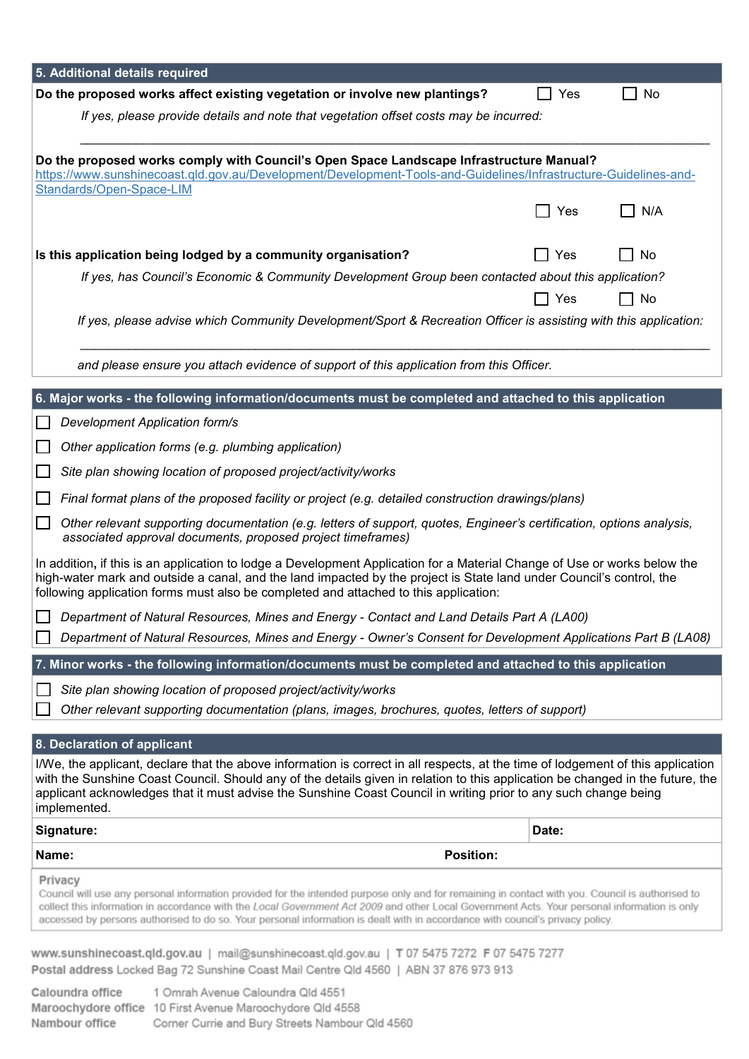## 5. Additional details required

**Do the proposed works affect existing vegetation or involve new plantings?** ☐ Yes ☐ No

*If yes, please provide details and note that vegetation offset costs may be incurred:*

______________________________________________________________________________

**Do the proposed works comply with Council's Open Space Landscape Infrastructure Manual?**
https://www.sunshinecoast.qld.gov.au/Development/Development-Tools-and-Guidelines/Infrastructure-Guidelines-and-Standards/Open-Space-LIM

☐ Yes ☐ N/A

**Is this application being lodged by a community organisation?** ☐ Yes ☐ No

*If yes, has Council's Economic & Community Development Group been contacted about this application?*

☐ Yes ☐ No

*If yes, please advise which Community Development/Sport & Recreation Officer is assisting with this application:*

______________________________________________________________________________

*and please ensure you attach evidence of support of this application from this Officer.*

## 6. Major works - the following information/documents must be completed and attached to this application

- ☐ *Development Application form/s*
- ☐ *Other application forms (e.g. plumbing application)*
- ☐ *Site plan showing location of proposed project/activity/works*
- ☐ *Final format plans of the proposed facility or project (e.g. detailed construction drawings/plans)*
- ☐ *Other relevant supporting documentation (e.g. letters of support, quotes, Engineer's certification, options analysis, associated approval documents, proposed project timeframes)*

In addition, if this is an application to lodge a Development Application for a Material Change of Use or works below the high-water mark and outside a canal, and the land impacted by the project is State land under Council's control, the following application forms must also be completed and attached to this application:

- ☐ *Department of Natural Resources, Mines and Energy - Contact and Land Details Part A (LA00)*
- ☐ *Department of Natural Resources, Mines and Energy - Owner's Consent for Development Applications Part B (LA08)*

## 7. Minor works - the following information/documents must be completed and attached to this application

- ☐ *Site plan showing location of proposed project/activity/works*
- ☐ *Other relevant supporting documentation (plans, images, brochures, quotes, letters of support)*

## 8. Declaration of applicant

I/We, the applicant, declare that the above information is correct in all respects, at the time of lodgement of this application with the Sunshine Coast Council. Should any of the details given in relation to this application be changed in the future, the applicant acknowledges that it must advise the Sunshine Coast Council in writing prior to any such change being implemented.

| **Signature:** | **Date:** |
|---|---|
| **Name:** | **Position:** |

**Privacy**
Council will use any personal information provided for the intended purpose only and for remaining in contact with you. Council is authorised to collect this information in accordance with the *Local Government Act 2009* and other Local Government Acts. Your personal information is only accessed by persons authorised to do so. Your personal information is dealt with in accordance with council's privacy policy.

www.sunshinecoast.qld.gov.au | mail@sunshinecoast.qld.gov.au | T 07 5475 7272 F 07 5475 7277
Postal address Locked Bag 72 Sunshine Coast Mail Centre Qld 4560 | ABN 37 876 973 913

Caloundra office 1 Omrah Avenue Caloundra Qld 4551
Maroochydore office 10 First Avenue Maroochydore Qld 4558
Nambour office Corner Currie and Bury Streets Nambour Qld 4560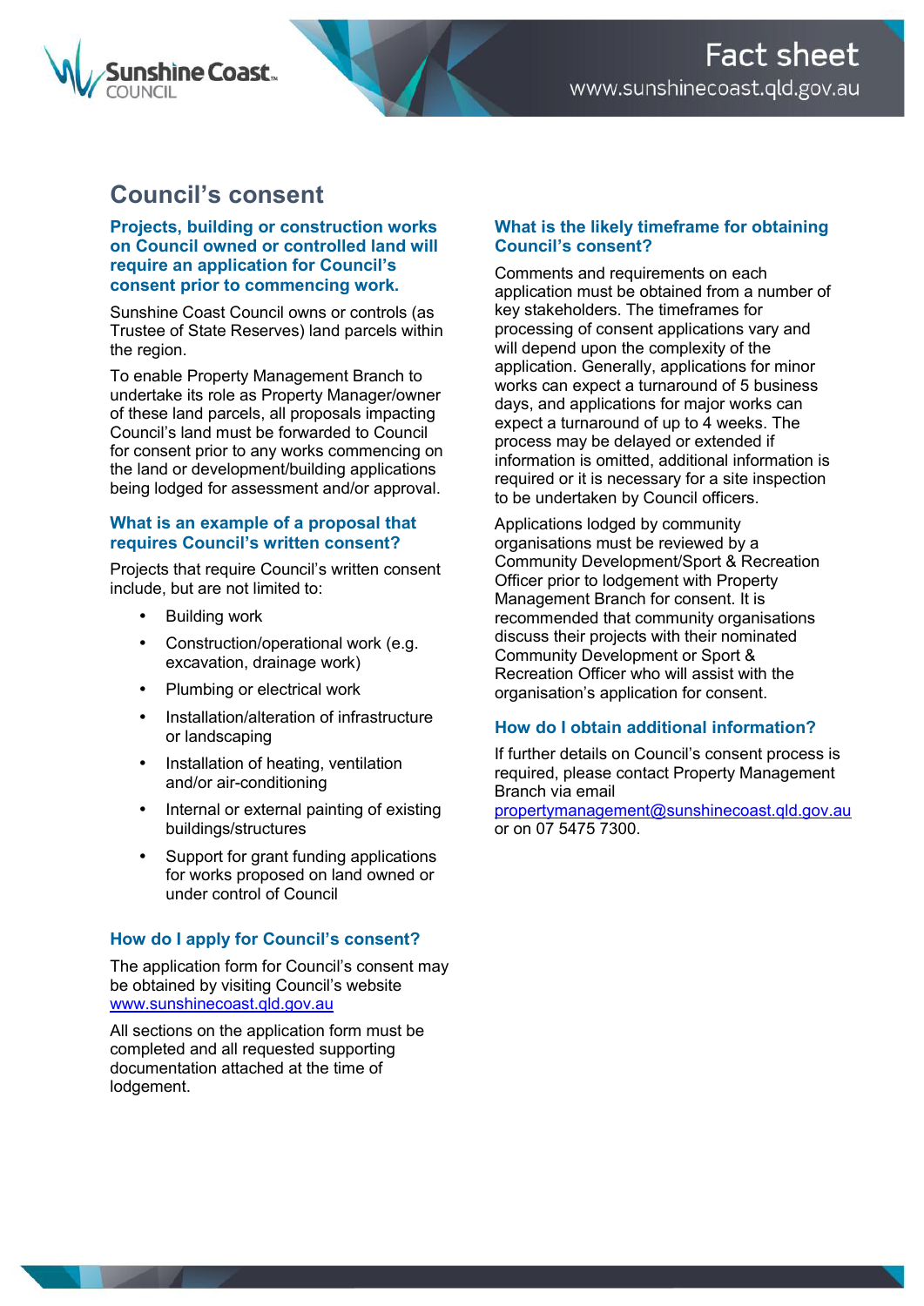# Council's consent

**Projects, building or construction works on Council owned or controlled land will require an application for Council's consent prior to commencing work.**

Sunshine Coast Council owns or controls (as Trustee of State Reserves) land parcels within the region.

To enable Property Management Branch to undertake its role as Property Manager/owner of these land parcels, all proposals impacting Council's land must be forwarded to Council for consent prior to any works commencing on the land or development/building applications being lodged for assessment and/or approval.

## What is an example of a proposal that requires Council's written consent?

Projects that require Council's written consent include, but are not limited to:

- Building work
- Construction/operational work (e.g. excavation, drainage work)
- Plumbing or electrical work
- Installation/alteration of infrastructure or landscaping
- Installation of heating, ventilation and/or air-conditioning
- Internal or external painting of existing buildings/structures
- Support for grant funding applications for works proposed on land owned or under control of Council

## How do I apply for Council's consent?

The application form for Council's consent may be obtained by visiting Council's website [www.sunshinecoast.qld.gov.au](http://www.sunshinecoast.qld.gov.au)

All sections on the application form must be completed and all requested supporting documentation attached at the time of lodgement.

## What is the likely timeframe for obtaining Council's consent?

Comments and requirements on each application must be obtained from a number of key stakeholders. The timeframes for processing of consent applications vary and will depend upon the complexity of the application. Generally, applications for minor works can expect a turnaround of 5 business days, and applications for major works can expect a turnaround of up to 4 weeks. The process may be delayed or extended if information is omitted, additional information is required or it is necessary for a site inspection to be undertaken by Council officers.

Applications lodged by community organisations must be reviewed by a Community Development/Sport & Recreation Officer prior to lodgement with Property Management Branch for consent. It is recommended that community organisations discuss their projects with their nominated Community Development or Sport & Recreation Officer who will assist with the organisation's application for consent.

## How do I obtain additional information?

If further details on Council's consent process is required, please contact Property Management Branch via email [propertymanagement@sunshinecoast.qld.gov.au](mailto:propertymanagement@sunshinecoast.qld.gov.au) or on 07 5475 7300.